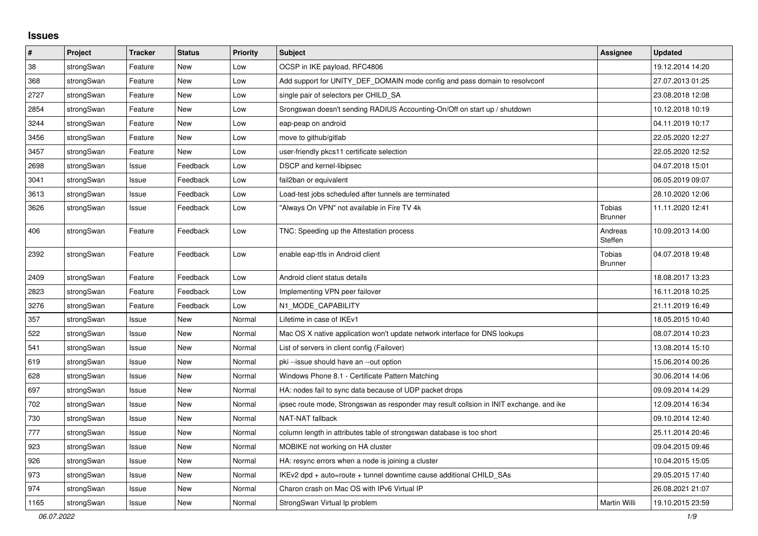## Issues

| # | Project | Tracker | Status | Priority | Subject | Assignee | Updated |
|---|---|---|---|---|---|---|---|
| 38 | strongSwan | Feature | New | Low | OCSP in IKE payload, RFC4806 | | 19.12.2014 14:20 |
| 368 | strongSwan | Feature | New | Low | Add support for UNITY_DEF_DOMAIN mode config and pass domain to resolvconf | | 27.07.2013 01:25 |
| 2727 | strongSwan | Feature | New | Low | single pair of selectors per CHILD_SA | | 23.08.2018 12:08 |
| 2854 | strongSwan | Feature | New | Low | Srongswan doesn't sending RADIUS Accounting-On/Off on start up / shutdown | | 10.12.2018 10:19 |
| 3244 | strongSwan | Feature | New | Low | eap-peap on android | | 04.11.2019 10:17 |
| 3456 | strongSwan | Feature | New | Low | move to github/gitlab | | 22.05.2020 12:27 |
| 3457 | strongSwan | Feature | New | Low | user-friendly pkcs11 certificate selection | | 22.05.2020 12:52 |
| 2698 | strongSwan | Issue | Feedback | Low | DSCP and kernel-libipsec | | 04.07.2018 15:01 |
| 3041 | strongSwan | Issue | Feedback | Low | fail2ban or equivalent | | 06.05.2019 09:07 |
| 3613 | strongSwan | Issue | Feedback | Low | Load-test jobs scheduled after tunnels are terminated | | 28.10.2020 12:06 |
| 3626 | strongSwan | Issue | Feedback | Low | "Always On VPN" not available in Fire TV 4k | Tobias Brunner | 11.11.2020 12:41 |
| 406 | strongSwan | Feature | Feedback | Low | TNC: Speeding up the Attestation process | Andreas Steffen | 10.09.2013 14:00 |
| 2392 | strongSwan | Feature | Feedback | Low | enable eap-ttls in Android client | Tobias Brunner | 04.07.2018 19:48 |
| 2409 | strongSwan | Feature | Feedback | Low | Android client status details | | 18.08.2017 13:23 |
| 2823 | strongSwan | Feature | Feedback | Low | Implementing VPN peer failover | | 16.11.2018 10:25 |
| 3276 | strongSwan | Feature | Feedback | Low | N1_MODE_CAPABILITY | | 21.11.2019 16:49 |
| 357 | strongSwan | Issue | New | Normal | Lifetime in case of IKEv1 | | 18.05.2015 10:40 |
| 522 | strongSwan | Issue | New | Normal | Mac OS X native application won't update network interface for DNS lookups | | 08.07.2014 10:23 |
| 541 | strongSwan | Issue | New | Normal | List of servers in client config (Failover) | | 13.08.2014 15:10 |
| 619 | strongSwan | Issue | New | Normal | pki --issue should have an --out option | | 15.06.2014 00:26 |
| 628 | strongSwan | Issue | New | Normal | Windows Phone 8.1 - Certificate Pattern Matching | | 30.06.2014 14:06 |
| 697 | strongSwan | Issue | New | Normal | HA: nodes fail to sync data because of UDP packet drops | | 09.09.2014 14:29 |
| 702 | strongSwan | Issue | New | Normal | ipsec route mode, Strongswan as responder may result collsion in INIT exchange. and ike | | 12.09.2014 16:34 |
| 730 | strongSwan | Issue | New | Normal | NAT-NAT fallback | | 09.10.2014 12:40 |
| 777 | strongSwan | Issue | New | Normal | column length in attributes table of strongswan database is too short | | 25.11.2014 20:46 |
| 923 | strongSwan | Issue | New | Normal | MOBIKE not working on HA cluster | | 09.04.2015 09:46 |
| 926 | strongSwan | Issue | New | Normal | HA: resync errors when a node is joining a cluster | | 10.04.2015 15:05 |
| 973 | strongSwan | Issue | New | Normal | IKEv2 dpd + auto=route + tunnel downtime cause additional CHILD_SAs | | 29.05.2015 17:40 |
| 974 | strongSwan | Issue | New | Normal | Charon crash on Mac OS with IPv6 Virtual IP | | 26.08.2021 21:07 |
| 1165 | strongSwan | Issue | New | Normal | StrongSwan Virtual Ip problem | Martin Willi | 19.10.2015 23:59 |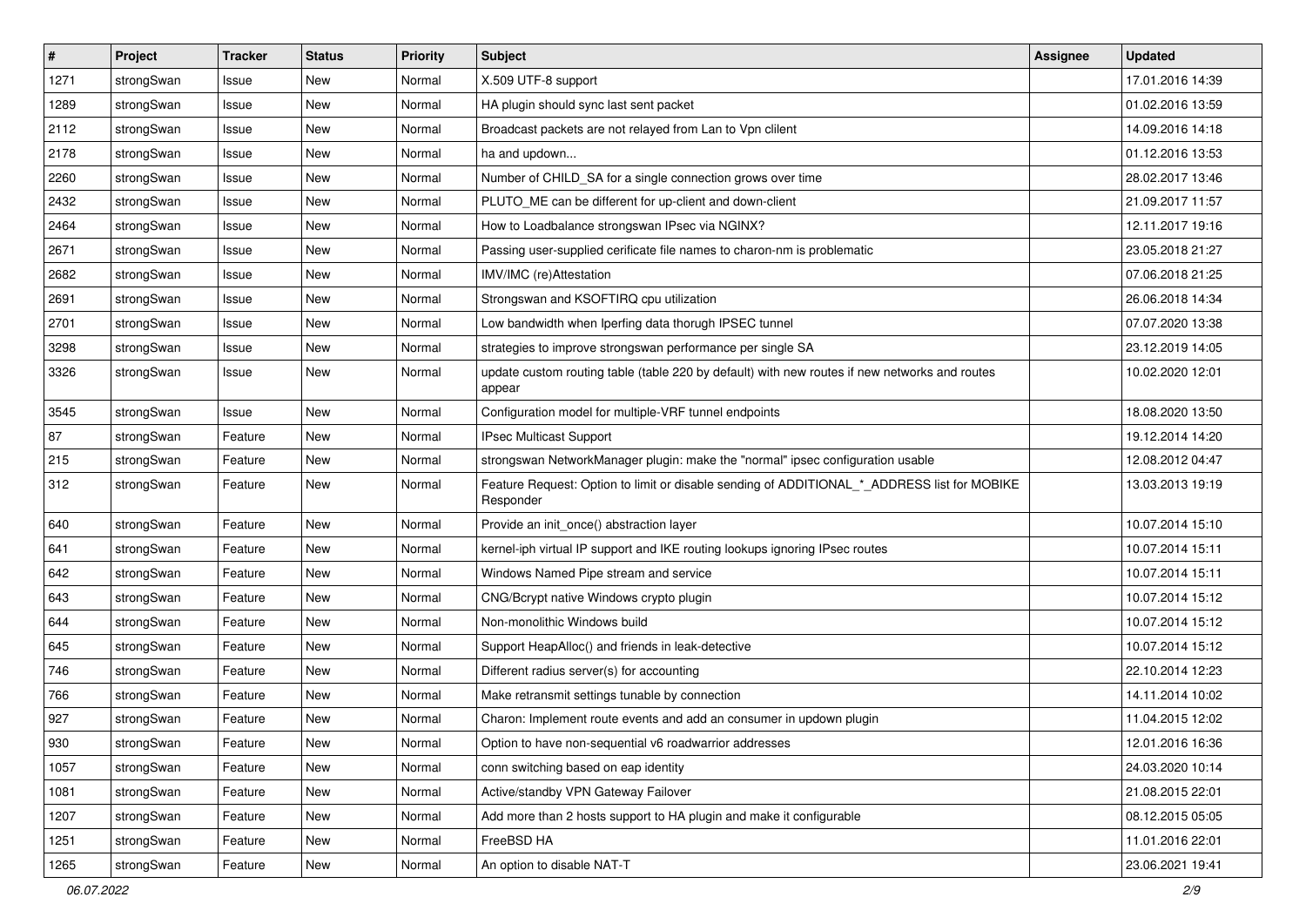| # | Project | Tracker | Status | Priority | Subject | Assignee | Updated |
|---|---|---|---|---|---|---|---|
| 1271 | strongSwan | Issue | New | Normal | X.509 UTF-8 support | | 17.01.2016 14:39 |
| 1289 | strongSwan | Issue | New | Normal | HA plugin should sync last sent packet | | 01.02.2016 13:59 |
| 2112 | strongSwan | Issue | New | Normal | Broadcast packets are not relayed from Lan to Vpn clilent | | 14.09.2016 14:18 |
| 2178 | strongSwan | Issue | New | Normal | ha and updown... | | 01.12.2016 13:53 |
| 2260 | strongSwan | Issue | New | Normal | Number of CHILD_SA for a single connection grows over time | | 28.02.2017 13:46 |
| 2432 | strongSwan | Issue | New | Normal | PLUTO_ME can be different for up-client and down-client | | 21.09.2017 11:57 |
| 2464 | strongSwan | Issue | New | Normal | How to Loadbalance strongswan IPsec via NGINX? | | 12.11.2017 19:16 |
| 2671 | strongSwan | Issue | New | Normal | Passing user-supplied cerificate file names to charon-nm is problematic | | 23.05.2018 21:27 |
| 2682 | strongSwan | Issue | New | Normal | IMV/IMC (re)Attestation | | 07.06.2018 21:25 |
| 2691 | strongSwan | Issue | New | Normal | Strongswan and KSOFTIRQ cpu utilization | | 26.06.2018 14:34 |
| 2701 | strongSwan | Issue | New | Normal | Low bandwidth when Iperfing data thorugh IPSEC tunnel | | 07.07.2020 13:38 |
| 3298 | strongSwan | Issue | New | Normal | strategies to improve strongswan performance per single SA | | 23.12.2019 14:05 |
| 3326 | strongSwan | Issue | New | Normal | update custom routing table (table 220 by default) with new routes if new networks and routes appear | | 10.02.2020 12:01 |
| 3545 | strongSwan | Issue | New | Normal | Configuration model for multiple-VRF tunnel endpoints | | 18.08.2020 13:50 |
| 87 | strongSwan | Feature | New | Normal | IPsec Multicast Support | | 19.12.2014 14:20 |
| 215 | strongSwan | Feature | New | Normal | strongswan NetworkManager plugin: make the "normal" ipsec configuration usable | | 12.08.2012 04:47 |
| 312 | strongSwan | Feature | New | Normal | Feature Request: Option to limit or disable sending of ADDITIONAL_*_ADDRESS list for MOBIKE Responder | | 13.03.2013 19:19 |
| 640 | strongSwan | Feature | New | Normal | Provide an init_once() abstraction layer | | 10.07.2014 15:10 |
| 641 | strongSwan | Feature | New | Normal | kernel-iph virtual IP support and IKE routing lookups ignoring IPsec routes | | 10.07.2014 15:11 |
| 642 | strongSwan | Feature | New | Normal | Windows Named Pipe stream and service | | 10.07.2014 15:11 |
| 643 | strongSwan | Feature | New | Normal | CNG/Bcrypt native Windows crypto plugin | | 10.07.2014 15:12 |
| 644 | strongSwan | Feature | New | Normal | Non-monolithic Windows build | | 10.07.2014 15:12 |
| 645 | strongSwan | Feature | New | Normal | Support HeapAlloc() and friends in leak-detective | | 10.07.2014 15:12 |
| 746 | strongSwan | Feature | New | Normal | Different radius server(s) for accounting | | 22.10.2014 12:23 |
| 766 | strongSwan | Feature | New | Normal | Make retransmit settings tunable by connection | | 14.11.2014 10:02 |
| 927 | strongSwan | Feature | New | Normal | Charon: Implement route events and add an consumer in updown plugin | | 11.04.2015 12:02 |
| 930 | strongSwan | Feature | New | Normal | Option to have non-sequential v6 roadwarrior addresses | | 12.01.2016 16:36 |
| 1057 | strongSwan | Feature | New | Normal | conn switching based on eap identity | | 24.03.2020 10:14 |
| 1081 | strongSwan | Feature | New | Normal | Active/standby VPN Gateway Failover | | 21.08.2015 22:01 |
| 1207 | strongSwan | Feature | New | Normal | Add more than 2 hosts support to HA plugin and make it configurable | | 08.12.2015 05:05 |
| 1251 | strongSwan | Feature | New | Normal | FreeBSD HA | | 11.01.2016 22:01 |
| 1265 | strongSwan | Feature | New | Normal | An option to disable NAT-T | | 23.06.2021 19:41 |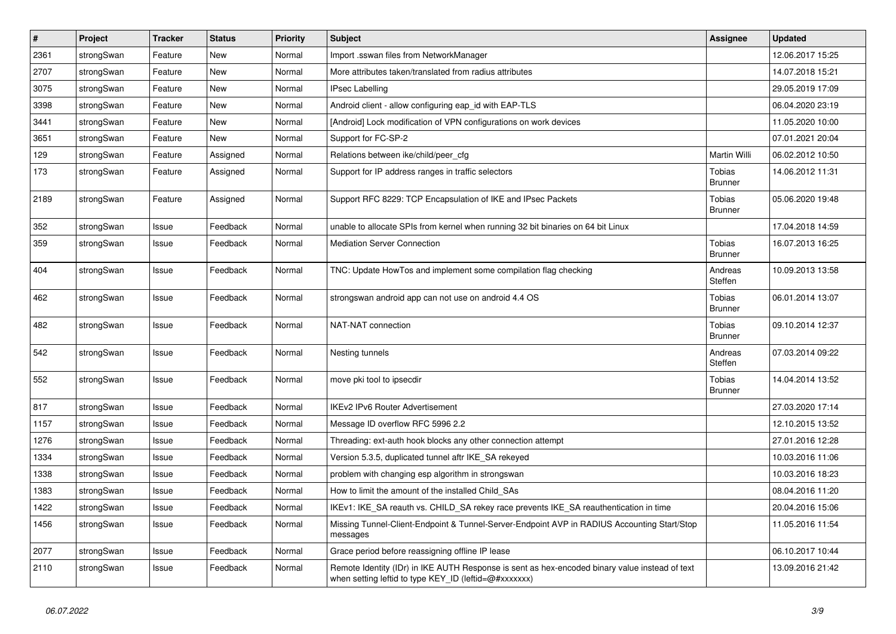| # | Project | Tracker | Status | Priority | Subject | Assignee | Updated |
|---|---|---|---|---|---|---|---|
| 2361 | strongSwan | Feature | New | Normal | Import .sswan files from NetworkManager | | 12.06.2017 15:25 |
| 2707 | strongSwan | Feature | New | Normal | More attributes taken/translated from radius attributes | | 14.07.2018 15:21 |
| 3075 | strongSwan | Feature | New | Normal | IPsec Labelling | | 29.05.2019 17:09 |
| 3398 | strongSwan | Feature | New | Normal | Android client - allow configuring eap_id with EAP-TLS | | 06.04.2020 23:19 |
| 3441 | strongSwan | Feature | New | Normal | [Android] Lock modification of VPN configurations on work devices | | 11.05.2020 10:00 |
| 3651 | strongSwan | Feature | New | Normal | Support for FC-SP-2 | | 07.01.2021 20:04 |
| 129 | strongSwan | Feature | Assigned | Normal | Relations between ike/child/peer_cfg | Martin Willi | 06.02.2012 10:50 |
| 173 | strongSwan | Feature | Assigned | Normal | Support for IP address ranges in traffic selectors | Tobias Brunner | 14.06.2012 11:31 |
| 2189 | strongSwan | Feature | Assigned | Normal | Support RFC 8229: TCP Encapsulation of IKE and IPsec Packets | Tobias Brunner | 05.06.2020 19:48 |
| 352 | strongSwan | Issue | Feedback | Normal | unable to allocate SPIs from kernel when running 32 bit binaries on 64 bit Linux | | 17.04.2018 14:59 |
| 359 | strongSwan | Issue | Feedback | Normal | Mediation Server Connection | Tobias Brunner | 16.07.2013 16:25 |
| 404 | strongSwan | Issue | Feedback | Normal | TNC: Update HowTos and implement some compilation flag checking | Andreas Steffen | 10.09.2013 13:58 |
| 462 | strongSwan | Issue | Feedback | Normal | strongswan android app can not use on android 4.4 OS | Tobias Brunner | 06.01.2014 13:07 |
| 482 | strongSwan | Issue | Feedback | Normal | NAT-NAT connection | Tobias Brunner | 09.10.2014 12:37 |
| 542 | strongSwan | Issue | Feedback | Normal | Nesting tunnels | Andreas Steffen | 07.03.2014 09:22 |
| 552 | strongSwan | Issue | Feedback | Normal | move pki tool to ipsecdir | Tobias Brunner | 14.04.2014 13:52 |
| 817 | strongSwan | Issue | Feedback | Normal | IKEv2 IPv6 Router Advertisement | | 27.03.2020 17:14 |
| 1157 | strongSwan | Issue | Feedback | Normal | Message ID overflow RFC 5996 2.2 | | 12.10.2015 13:52 |
| 1276 | strongSwan | Issue | Feedback | Normal | Threading: ext-auth hook blocks any other connection attempt | | 27.01.2016 12:28 |
| 1334 | strongSwan | Issue | Feedback | Normal | Version 5.3.5, duplicated tunnel aftr IKE_SA rekeyed | | 10.03.2016 11:06 |
| 1338 | strongSwan | Issue | Feedback | Normal | problem with changing esp algorithm in strongswan | | 10.03.2016 18:23 |
| 1383 | strongSwan | Issue | Feedback | Normal | How to limit the amount of the installed Child_SAs | | 08.04.2016 11:20 |
| 1422 | strongSwan | Issue | Feedback | Normal | IKEv1: IKE_SA reauth vs. CHILD_SA rekey race prevents IKE_SA reauthentication in time | | 20.04.2016 15:06 |
| 1456 | strongSwan | Issue | Feedback | Normal | Missing Tunnel-Client-Endpoint & Tunnel-Server-Endpoint AVP in RADIUS Accounting Start/Stop messages | | 11.05.2016 11:54 |
| 2077 | strongSwan | Issue | Feedback | Normal | Grace period before reassigning offline IP lease | | 06.10.2017 10:44 |
| 2110 | strongSwan | Issue | Feedback | Normal | Remote Identity (IDr) in IKE AUTH Response is sent as hex-encoded binary value instead of text when setting leftid to type KEY_ID (leftid=@#xxxxxxx) | | 13.09.2016 21:42 |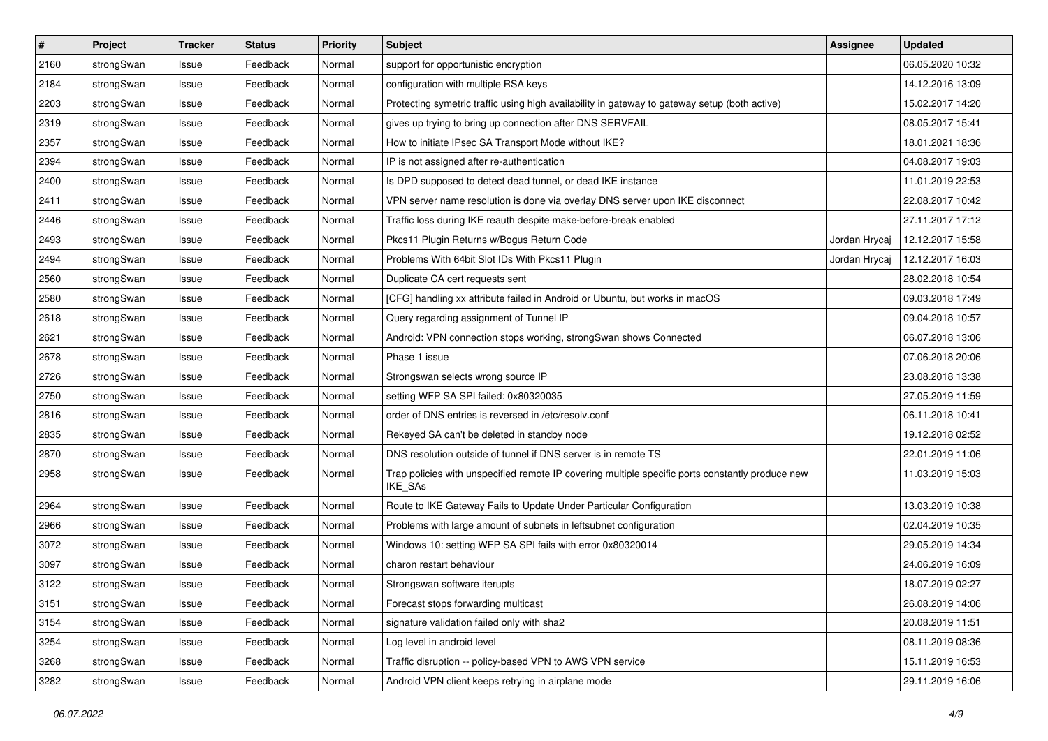| # | Project | Tracker | Status | Priority | Subject | Assignee | Updated |
|---|---|---|---|---|---|---|---|
| 2160 | strongSwan | Issue | Feedback | Normal | support for opportunistic encryption | | 06.05.2020 10:32 |
| 2184 | strongSwan | Issue | Feedback | Normal | configuration with multiple RSA keys | | 14.12.2016 13:09 |
| 2203 | strongSwan | Issue | Feedback | Normal | Protecting symetric traffic using high availability in gateway to gateway setup (both active) | | 15.02.2017 14:20 |
| 2319 | strongSwan | Issue | Feedback | Normal | gives up trying to bring up connection after DNS SERVFAIL | | 08.05.2017 15:41 |
| 2357 | strongSwan | Issue | Feedback | Normal | How to initiate IPsec SA Transport Mode without IKE? | | 18.01.2021 18:36 |
| 2394 | strongSwan | Issue | Feedback | Normal | IP is not assigned after re-authentication | | 04.08.2017 19:03 |
| 2400 | strongSwan | Issue | Feedback | Normal | Is DPD supposed to detect dead tunnel, or dead IKE instance | | 11.01.2019 22:53 |
| 2411 | strongSwan | Issue | Feedback | Normal | VPN server name resolution is done via overlay DNS server upon IKE disconnect | | 22.08.2017 10:42 |
| 2446 | strongSwan | Issue | Feedback | Normal | Traffic loss during IKE reauth despite make-before-break enabled | | 27.11.2017 17:12 |
| 2493 | strongSwan | Issue | Feedback | Normal | Pkcs11 Plugin Returns w/Bogus Return Code | Jordan Hrycaj | 12.12.2017 15:58 |
| 2494 | strongSwan | Issue | Feedback | Normal | Problems With 64bit Slot IDs With Pkcs11 Plugin | Jordan Hrycaj | 12.12.2017 16:03 |
| 2560 | strongSwan | Issue | Feedback | Normal | Duplicate CA cert requests sent | | 28.02.2018 10:54 |
| 2580 | strongSwan | Issue | Feedback | Normal | [CFG] handling xx attribute failed in Android or Ubuntu, but works in macOS | | 09.03.2018 17:49 |
| 2618 | strongSwan | Issue | Feedback | Normal | Query regarding assignment of Tunnel IP | | 09.04.2018 10:57 |
| 2621 | strongSwan | Issue | Feedback | Normal | Android: VPN connection stops working, strongSwan shows Connected | | 06.07.2018 13:06 |
| 2678 | strongSwan | Issue | Feedback | Normal | Phase 1 issue | | 07.06.2018 20:06 |
| 2726 | strongSwan | Issue | Feedback | Normal | Strongswan selects wrong source IP | | 23.08.2018 13:38 |
| 2750 | strongSwan | Issue | Feedback | Normal | setting WFP SA SPI failed: 0x80320035 | | 27.05.2019 11:59 |
| 2816 | strongSwan | Issue | Feedback | Normal | order of DNS entries is reversed in /etc/resolv.conf | | 06.11.2018 10:41 |
| 2835 | strongSwan | Issue | Feedback | Normal | Rekeyed SA can't be deleted in standby node | | 19.12.2018 02:52 |
| 2870 | strongSwan | Issue | Feedback | Normal | DNS resolution outside of tunnel if DNS server is in remote TS | | 22.01.2019 11:06 |
| 2958 | strongSwan | Issue | Feedback | Normal | Trap policies with unspecified remote IP covering multiple specific ports constantly produce new IKE_SAs | | 11.03.2019 15:03 |
| 2964 | strongSwan | Issue | Feedback | Normal | Route to IKE Gateway Fails to Update Under Particular Configuration | | 13.03.2019 10:38 |
| 2966 | strongSwan | Issue | Feedback | Normal | Problems with large amount of subnets in leftsubnet configuration | | 02.04.2019 10:35 |
| 3072 | strongSwan | Issue | Feedback | Normal | Windows 10: setting WFP SA SPI fails with error 0x80320014 | | 29.05.2019 14:34 |
| 3097 | strongSwan | Issue | Feedback | Normal | charon restart behaviour | | 24.06.2019 16:09 |
| 3122 | strongSwan | Issue | Feedback | Normal | Strongswan software iterupts | | 18.07.2019 02:27 |
| 3151 | strongSwan | Issue | Feedback | Normal | Forecast stops forwarding multicast | | 26.08.2019 14:06 |
| 3154 | strongSwan | Issue | Feedback | Normal | signature validation failed only with sha2 | | 20.08.2019 11:51 |
| 3254 | strongSwan | Issue | Feedback | Normal | Log level in android level | | 08.11.2019 08:36 |
| 3268 | strongSwan | Issue | Feedback | Normal | Traffic disruption -- policy-based VPN to AWS VPN service | | 15.11.2019 16:53 |
| 3282 | strongSwan | Issue | Feedback | Normal | Android VPN client keeps retrying in airplane mode | | 29.11.2019 16:06 |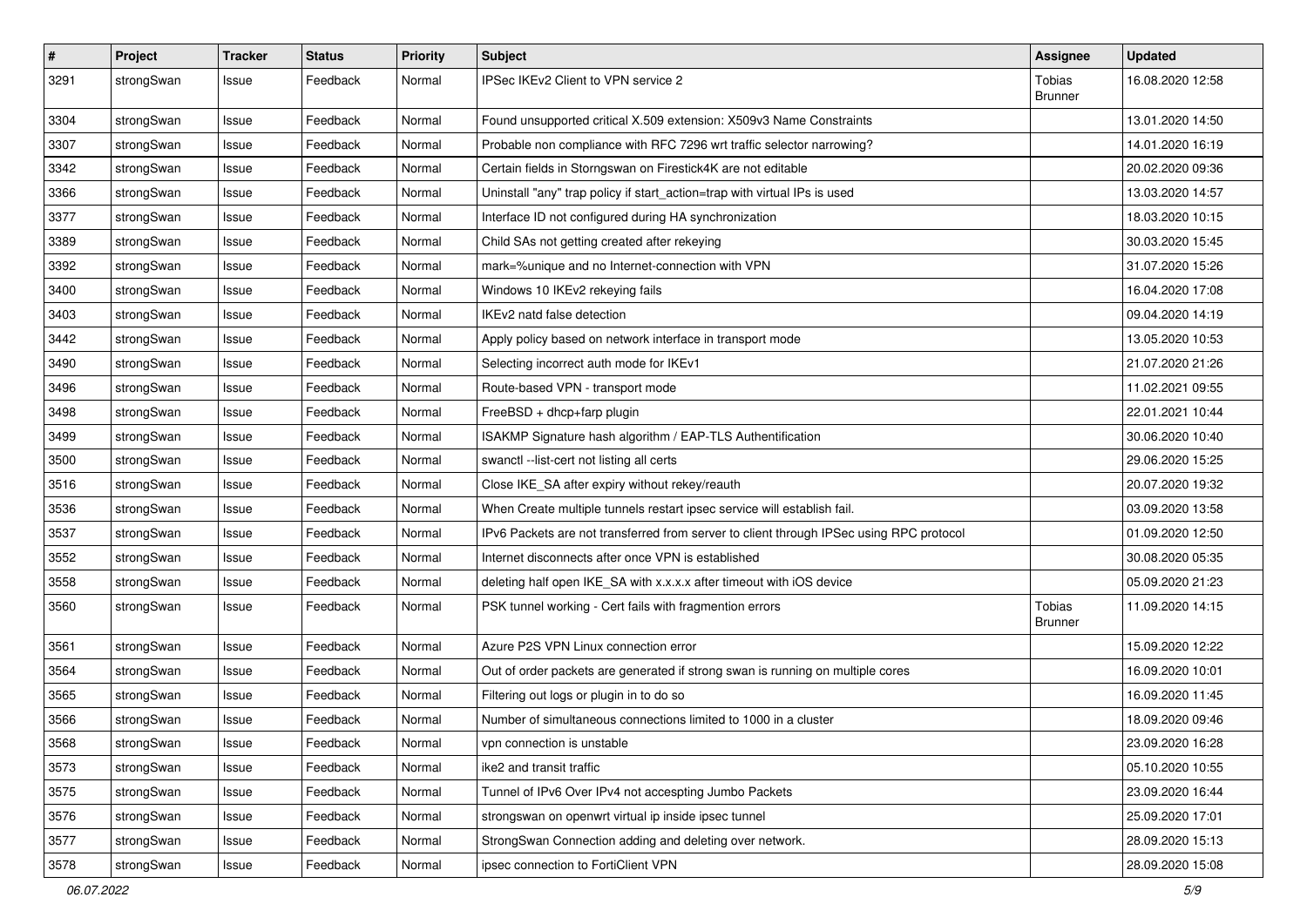| # | Project | Tracker | Status | Priority | Subject | Assignee | Updated |
| --- | --- | --- | --- | --- | --- | --- | --- |
| 3291 | strongSwan | Issue | Feedback | Normal | IPSec IKEv2 Client to VPN service 2 | Tobias Brunner | 16.08.2020 12:58 |
| 3304 | strongSwan | Issue | Feedback | Normal | Found unsupported critical X.509 extension: X509v3 Name Constraints | | 13.01.2020 14:50 |
| 3307 | strongSwan | Issue | Feedback | Normal | Probable non compliance with RFC 7296 wrt traffic selector narrowing? | | 14.01.2020 16:19 |
| 3342 | strongSwan | Issue | Feedback | Normal | Certain fields in Storngswan on Firestick4K are not editable | | 20.02.2020 09:36 |
| 3366 | strongSwan | Issue | Feedback | Normal | Uninstall "any" trap policy if start_action=trap with virtual IPs is used | | 13.03.2020 14:57 |
| 3377 | strongSwan | Issue | Feedback | Normal | Interface ID not configured during HA synchronization | | 18.03.2020 10:15 |
| 3389 | strongSwan | Issue | Feedback | Normal | Child SAs not getting created after rekeying | | 30.03.2020 15:45 |
| 3392 | strongSwan | Issue | Feedback | Normal | mark=%unique and no Internet-connection with VPN | | 31.07.2020 15:26 |
| 3400 | strongSwan | Issue | Feedback | Normal | Windows 10 IKEv2 rekeying fails | | 16.04.2020 17:08 |
| 3403 | strongSwan | Issue | Feedback | Normal | IKEv2 natd false detection | | 09.04.2020 14:19 |
| 3442 | strongSwan | Issue | Feedback | Normal | Apply policy based on network interface in transport mode | | 13.05.2020 10:53 |
| 3490 | strongSwan | Issue | Feedback | Normal | Selecting incorrect auth mode for IKEv1 | | 21.07.2020 21:26 |
| 3496 | strongSwan | Issue | Feedback | Normal | Route-based VPN - transport mode | | 11.02.2021 09:55 |
| 3498 | strongSwan | Issue | Feedback | Normal | FreeBSD + dhcp+farp plugin | | 22.01.2021 10:44 |
| 3499 | strongSwan | Issue | Feedback | Normal | ISAKMP Signature hash algorithm / EAP-TLS Authentification | | 30.06.2020 10:40 |
| 3500 | strongSwan | Issue | Feedback | Normal | swanctl --list-cert not listing all certs | | 29.06.2020 15:25 |
| 3516 | strongSwan | Issue | Feedback | Normal | Close IKE_SA after expiry without rekey/reauth | | 20.07.2020 19:32 |
| 3536 | strongSwan | Issue | Feedback | Normal | When Create multiple tunnels restart ipsec service will establish fail. | | 03.09.2020 13:58 |
| 3537 | strongSwan | Issue | Feedback | Normal | IPv6 Packets are not transferred from server to client through IPSec using RPC protocol | | 01.09.2020 12:50 |
| 3552 | strongSwan | Issue | Feedback | Normal | Internet disconnects after once VPN is established | | 30.08.2020 05:35 |
| 3558 | strongSwan | Issue | Feedback | Normal | deleting half open IKE_SA with x.x.x.x after timeout with iOS device | | 05.09.2020 21:23 |
| 3560 | strongSwan | Issue | Feedback | Normal | PSK tunnel working - Cert fails with fragmention errors | Tobias Brunner | 11.09.2020 14:15 |
| 3561 | strongSwan | Issue | Feedback | Normal | Azure P2S VPN Linux connection error | | 15.09.2020 12:22 |
| 3564 | strongSwan | Issue | Feedback | Normal | Out of order packets are generated if strong swan is running on multiple cores | | 16.09.2020 10:01 |
| 3565 | strongSwan | Issue | Feedback | Normal | Filtering out logs or plugin in to do so | | 16.09.2020 11:45 |
| 3566 | strongSwan | Issue | Feedback | Normal | Number of simultaneous connections limited to 1000 in a cluster | | 18.09.2020 09:46 |
| 3568 | strongSwan | Issue | Feedback | Normal | vpn connection is unstable | | 23.09.2020 16:28 |
| 3573 | strongSwan | Issue | Feedback | Normal | ike2 and transit traffic | | 05.10.2020 10:55 |
| 3575 | strongSwan | Issue | Feedback | Normal | Tunnel of IPv6 Over IPv4 not accespting Jumbo Packets | | 23.09.2020 16:44 |
| 3576 | strongSwan | Issue | Feedback | Normal | strongswan on openwrt virtual ip inside ipsec tunnel | | 25.09.2020 17:01 |
| 3577 | strongSwan | Issue | Feedback | Normal | StrongSwan Connection adding and deleting over network. | | 28.09.2020 15:13 |
| 3578 | strongSwan | Issue | Feedback | Normal | ipsec connection to FortiClient VPN | | 28.09.2020 15:08 |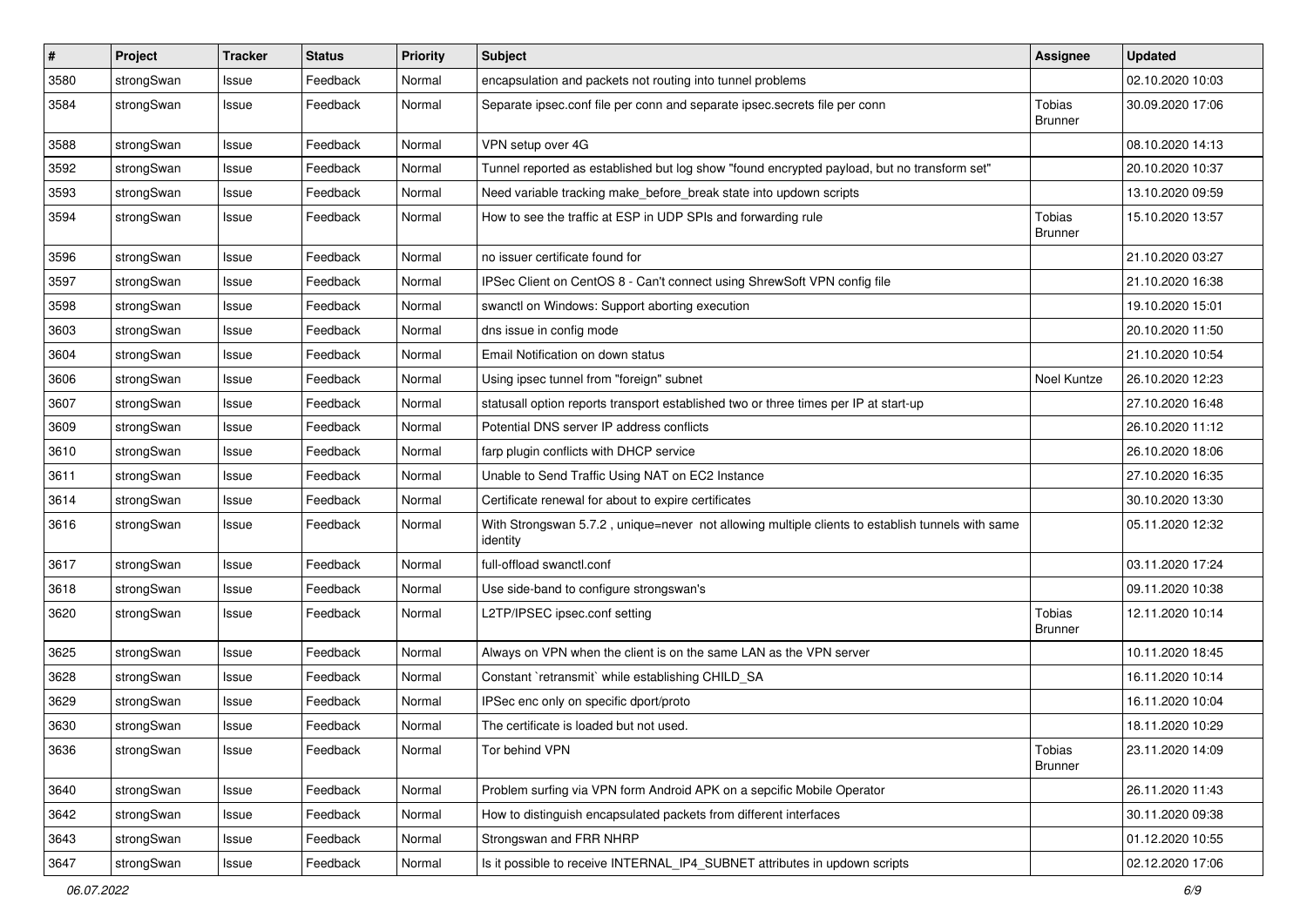| # | Project | Tracker | Status | Priority | Subject | Assignee | Updated |
|---|---|---|---|---|---|---|---|
| 3580 | strongSwan | Issue | Feedback | Normal | encapsulation and packets not routing into tunnel problems | | 02.10.2020 10:03 |
| 3584 | strongSwan | Issue | Feedback | Normal | Separate ipsec.conf file per conn and separate ipsec.secrets file per conn | Tobias Brunner | 30.09.2020 17:06 |
| 3588 | strongSwan | Issue | Feedback | Normal | VPN setup over 4G | | 08.10.2020 14:13 |
| 3592 | strongSwan | Issue | Feedback | Normal | Tunnel reported as established but log show "found encrypted payload, but no transform set" | | 20.10.2020 10:37 |
| 3593 | strongSwan | Issue | Feedback | Normal | Need variable tracking make_before_break state into updown scripts | | 13.10.2020 09:59 |
| 3594 | strongSwan | Issue | Feedback | Normal | How to see the traffic at ESP in UDP SPIs and forwarding rule | Tobias Brunner | 15.10.2020 13:57 |
| 3596 | strongSwan | Issue | Feedback | Normal | no issuer certificate found for | | 21.10.2020 03:27 |
| 3597 | strongSwan | Issue | Feedback | Normal | IPSec Client on CentOS 8 - Can't connect using ShrewSoft VPN config file | | 21.10.2020 16:38 |
| 3598 | strongSwan | Issue | Feedback | Normal | swanctl on Windows: Support aborting execution | | 19.10.2020 15:01 |
| 3603 | strongSwan | Issue | Feedback | Normal | dns issue in config mode | | 20.10.2020 11:50 |
| 3604 | strongSwan | Issue | Feedback | Normal | Email Notification on down status | | 21.10.2020 10:54 |
| 3606 | strongSwan | Issue | Feedback | Normal | Using ipsec tunnel from "foreign" subnet | Noel Kuntze | 26.10.2020 12:23 |
| 3607 | strongSwan | Issue | Feedback | Normal | statusall option reports transport established two or three times per IP at start-up | | 27.10.2020 16:48 |
| 3609 | strongSwan | Issue | Feedback | Normal | Potential DNS server IP address conflicts | | 26.10.2020 11:12 |
| 3610 | strongSwan | Issue | Feedback | Normal | farp plugin conflicts with DHCP service | | 26.10.2020 18:06 |
| 3611 | strongSwan | Issue | Feedback | Normal | Unable to Send Traffic Using NAT on EC2 Instance | | 27.10.2020 16:35 |
| 3614 | strongSwan | Issue | Feedback | Normal | Certificate renewal for about to expire certificates | | 30.10.2020 13:30 |
| 3616 | strongSwan | Issue | Feedback | Normal | With Strongswan 5.7.2 , unique=never not allowing multiple clients to establish tunnels with same identity | | 05.11.2020 12:32 |
| 3617 | strongSwan | Issue | Feedback | Normal | full-offload swanctl.conf | | 03.11.2020 17:24 |
| 3618 | strongSwan | Issue | Feedback | Normal | Use side-band to configure strongswan's | | 09.11.2020 10:38 |
| 3620 | strongSwan | Issue | Feedback | Normal | L2TP/IPSEC ipsec.conf setting | Tobias Brunner | 12.11.2020 10:14 |
| 3625 | strongSwan | Issue | Feedback | Normal | Always on VPN when the client is on the same LAN as the VPN server | | 10.11.2020 18:45 |
| 3628 | strongSwan | Issue | Feedback | Normal | Constant `retransmit` while establishing CHILD_SA | | 16.11.2020 10:14 |
| 3629 | strongSwan | Issue | Feedback | Normal | IPSec enc only on specific dport/proto | | 16.11.2020 10:04 |
| 3630 | strongSwan | Issue | Feedback | Normal | The certificate is loaded but not used. | | 18.11.2020 10:29 |
| 3636 | strongSwan | Issue | Feedback | Normal | Tor behind VPN | Tobias Brunner | 23.11.2020 14:09 |
| 3640 | strongSwan | Issue | Feedback | Normal | Problem surfing via VPN form Android APK on a sepcific Mobile Operator | | 26.11.2020 11:43 |
| 3642 | strongSwan | Issue | Feedback | Normal | How to distinguish encapsulated packets from different interfaces | | 30.11.2020 09:38 |
| 3643 | strongSwan | Issue | Feedback | Normal | Strongswan and FRR NHRP | | 01.12.2020 10:55 |
| 3647 | strongSwan | Issue | Feedback | Normal | Is it possible to receive INTERNAL_IP4_SUBNET attributes in updown scripts | | 02.12.2020 17:06 |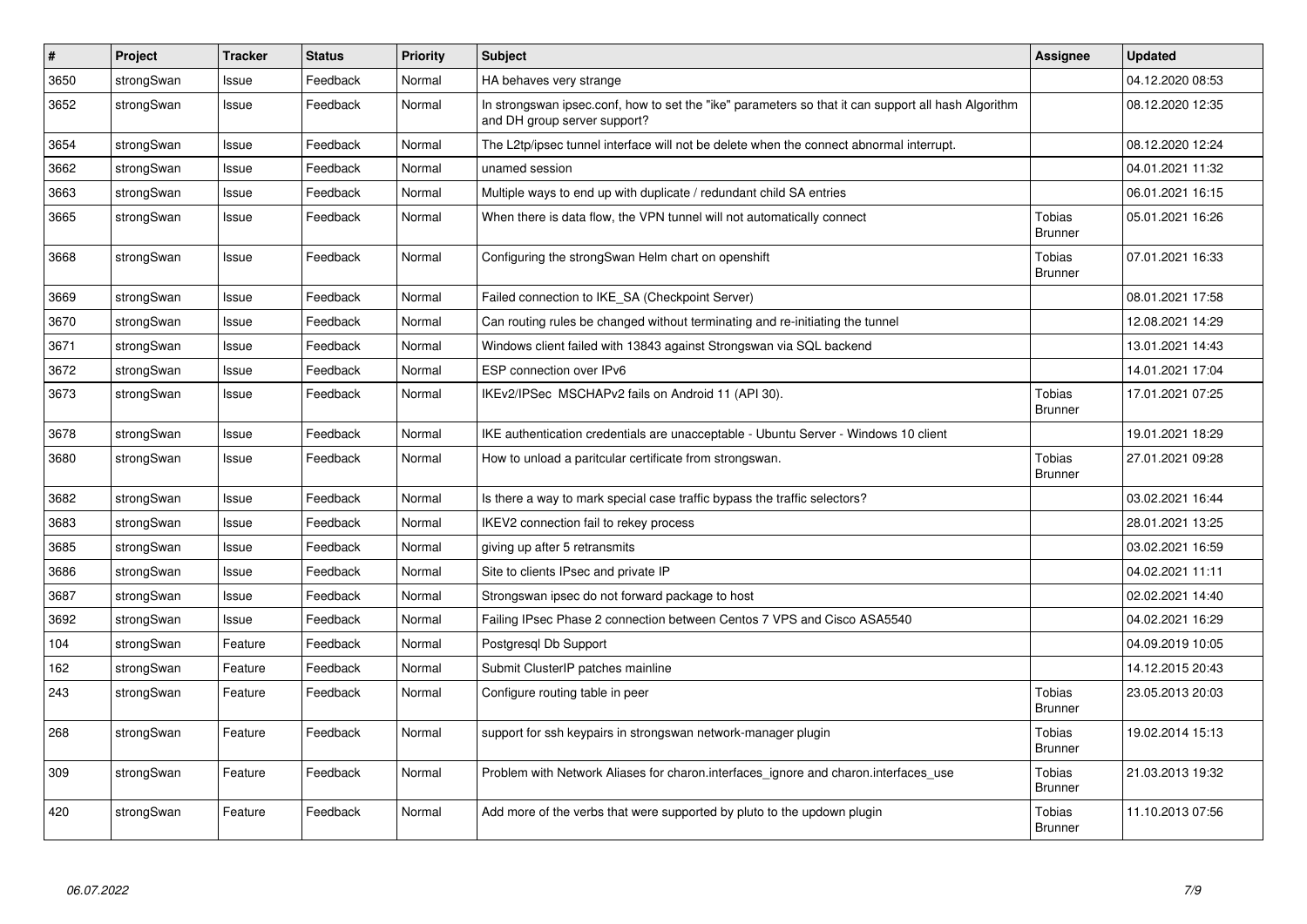| # | Project | Tracker | Status | Priority | Subject | Assignee | Updated |
|---|---|---|---|---|---|---|---|
| 3650 | strongSwan | Issue | Feedback | Normal | HA behaves very strange | | 04.12.2020 08:53 |
| 3652 | strongSwan | Issue | Feedback | Normal | In strongswan ipsec.conf, how to set the "ike" parameters so that it can support all hash Algorithm and DH group server support? | | 08.12.2020 12:35 |
| 3654 | strongSwan | Issue | Feedback | Normal | The L2tp/ipsec tunnel interface will not be delete when the connect abnormal interrupt. | | 08.12.2020 12:24 |
| 3662 | strongSwan | Issue | Feedback | Normal | unamed session | | 04.01.2021 11:32 |
| 3663 | strongSwan | Issue | Feedback | Normal | Multiple ways to end up with duplicate / redundant child SA entries | | 06.01.2021 16:15 |
| 3665 | strongSwan | Issue | Feedback | Normal | When there is data flow, the VPN tunnel will not automatically connect | Tobias Brunner | 05.01.2021 16:26 |
| 3668 | strongSwan | Issue | Feedback | Normal | Configuring the strongSwan Helm chart on openshift | Tobias Brunner | 07.01.2021 16:33 |
| 3669 | strongSwan | Issue | Feedback | Normal | Failed connection to IKE_SA (Checkpoint Server) | | 08.01.2021 17:58 |
| 3670 | strongSwan | Issue | Feedback | Normal | Can routing rules be changed without terminating and re-initiating the tunnel | | 12.08.2021 14:29 |
| 3671 | strongSwan | Issue | Feedback | Normal | Windows client failed with 13843 against Strongswan via SQL backend | | 13.01.2021 14:43 |
| 3672 | strongSwan | Issue | Feedback | Normal | ESP connection over IPv6 | | 14.01.2021 17:04 |
| 3673 | strongSwan | Issue | Feedback | Normal | IKEv2/IPSec MSCHAPv2 fails on Android 11 (API 30). | Tobias Brunner | 17.01.2021 07:25 |
| 3678 | strongSwan | Issue | Feedback | Normal | IKE authentication credentials are unacceptable - Ubuntu Server - Windows 10 client | | 19.01.2021 18:29 |
| 3680 | strongSwan | Issue | Feedback | Normal | How to unload a paritcular certificate from strongswan. | Tobias Brunner | 27.01.2021 09:28 |
| 3682 | strongSwan | Issue | Feedback | Normal | Is there a way to mark special case traffic bypass the traffic selectors? | | 03.02.2021 16:44 |
| 3683 | strongSwan | Issue | Feedback | Normal | IKEV2 connection fail to rekey process | | 28.01.2021 13:25 |
| 3685 | strongSwan | Issue | Feedback | Normal | giving up after 5 retransmits | | 03.02.2021 16:59 |
| 3686 | strongSwan | Issue | Feedback | Normal | Site to clients IPsec and private IP | | 04.02.2021 11:11 |
| 3687 | strongSwan | Issue | Feedback | Normal | Strongswan ipsec do not forward package to host | | 02.02.2021 14:40 |
| 3692 | strongSwan | Issue | Feedback | Normal | Failing IPsec Phase 2 connection between Centos 7 VPS and Cisco ASA5540 | | 04.02.2021 16:29 |
| 104 | strongSwan | Feature | Feedback | Normal | Postgresql Db Support | | 04.09.2019 10:05 |
| 162 | strongSwan | Feature | Feedback | Normal | Submit ClusterIP patches mainline | | 14.12.2015 20:43 |
| 243 | strongSwan | Feature | Feedback | Normal | Configure routing table in peer | Tobias Brunner | 23.05.2013 20:03 |
| 268 | strongSwan | Feature | Feedback | Normal | support for ssh keypairs in strongswan network-manager plugin | Tobias Brunner | 19.02.2014 15:13 |
| 309 | strongSwan | Feature | Feedback | Normal | Problem with Network Aliases for charon.interfaces_ignore and charon.interfaces_use | Tobias Brunner | 21.03.2013 19:32 |
| 420 | strongSwan | Feature | Feedback | Normal | Add more of the verbs that were supported by pluto to the updown plugin | Tobias Brunner | 11.10.2013 07:56 |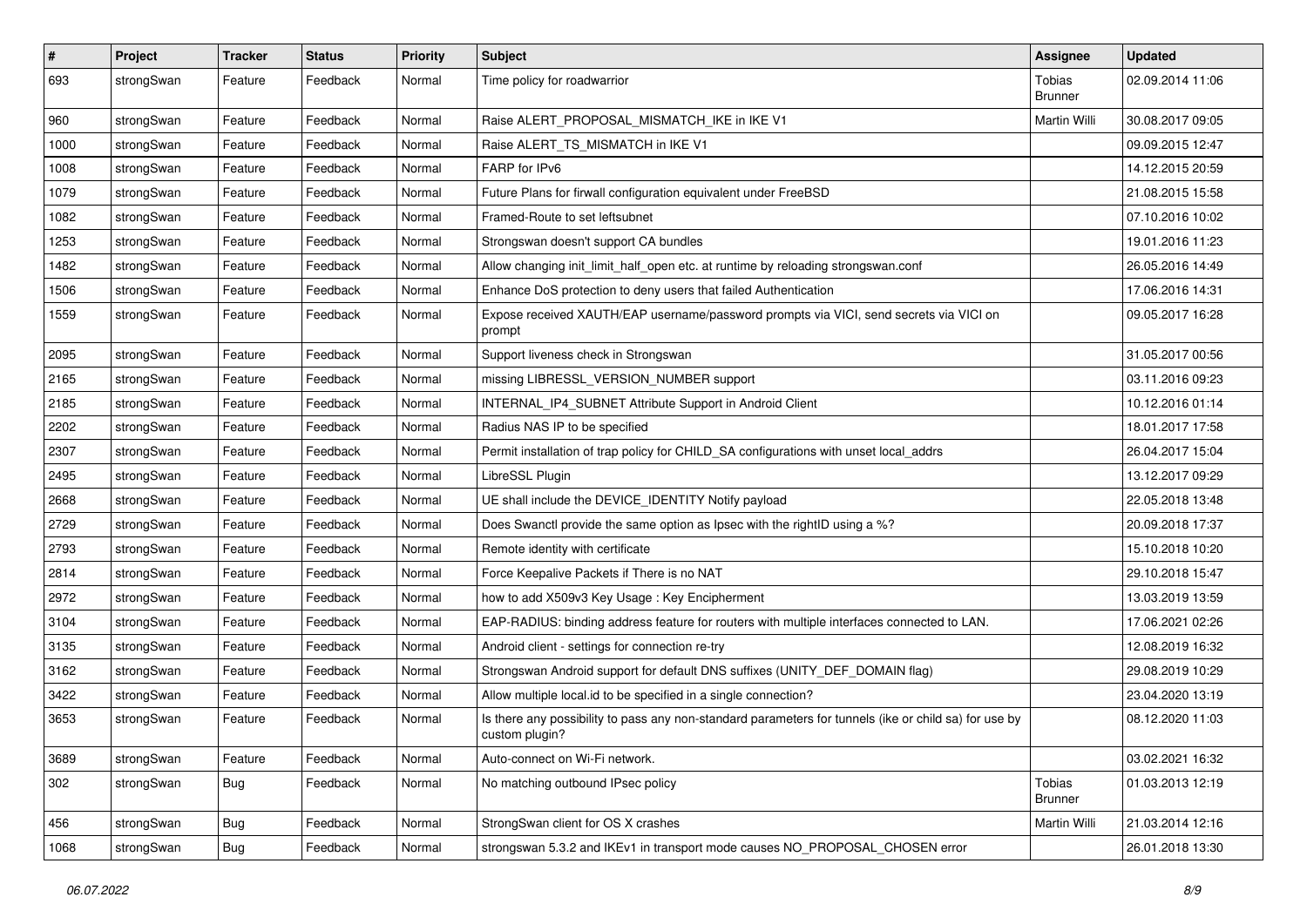| # | Project | Tracker | Status | Priority | Subject | Assignee | Updated |
|---|---|---|---|---|---|---|---|
| 693 | strongSwan | Feature | Feedback | Normal | Time policy for roadwarrior | Tobias Brunner | 02.09.2014 11:06 |
| 960 | strongSwan | Feature | Feedback | Normal | Raise ALERT_PROPOSAL_MISMATCH_IKE in IKE V1 | Martin Willi | 30.08.2017 09:05 |
| 1000 | strongSwan | Feature | Feedback | Normal | Raise ALERT_TS_MISMATCH in IKE V1 | | 09.09.2015 12:47 |
| 1008 | strongSwan | Feature | Feedback | Normal | FARP for IPv6 | | 14.12.2015 20:59 |
| 1079 | strongSwan | Feature | Feedback | Normal | Future Plans for firwall configuration equivalent under FreeBSD | | 21.08.2015 15:58 |
| 1082 | strongSwan | Feature | Feedback | Normal | Framed-Route to set leftsubnet | | 07.10.2016 10:02 |
| 1253 | strongSwan | Feature | Feedback | Normal | Strongswan doesn't support CA bundles | | 19.01.2016 11:23 |
| 1482 | strongSwan | Feature | Feedback | Normal | Allow changing init_limit_half_open etc. at runtime by reloading strongswan.conf | | 26.05.2016 14:49 |
| 1506 | strongSwan | Feature | Feedback | Normal | Enhance DoS protection to deny users that failed Authentication | | 17.06.2016 14:31 |
| 1559 | strongSwan | Feature | Feedback | Normal | Expose received XAUTH/EAP username/password prompts via VICI, send secrets via VICI on prompt | | 09.05.2017 16:28 |
| 2095 | strongSwan | Feature | Feedback | Normal | Support liveness check in Strongswan | | 31.05.2017 00:56 |
| 2165 | strongSwan | Feature | Feedback | Normal | missing LIBRESSL_VERSION_NUMBER support | | 03.11.2016 09:23 |
| 2185 | strongSwan | Feature | Feedback | Normal | INTERNAL_IP4_SUBNET Attribute Support in Android Client | | 10.12.2016 01:14 |
| 2202 | strongSwan | Feature | Feedback | Normal | Radius NAS IP to be specified | | 18.01.2017 17:58 |
| 2307 | strongSwan | Feature | Feedback | Normal | Permit installation of trap policy for CHILD_SA configurations with unset local_addrs | | 26.04.2017 15:04 |
| 2495 | strongSwan | Feature | Feedback | Normal | LibreSSL Plugin | | 13.12.2017 09:29 |
| 2668 | strongSwan | Feature | Feedback | Normal | UE shall include the DEVICE_IDENTITY Notify payload | | 22.05.2018 13:48 |
| 2729 | strongSwan | Feature | Feedback | Normal | Does Swanctl provide the same option as Ipsec with the rightID using a %? | | 20.09.2018 17:37 |
| 2793 | strongSwan | Feature | Feedback | Normal | Remote identity with certificate | | 15.10.2018 10:20 |
| 2814 | strongSwan | Feature | Feedback | Normal | Force Keepalive Packets if There is no NAT | | 29.10.2018 15:47 |
| 2972 | strongSwan | Feature | Feedback | Normal | how to add X509v3 Key Usage : Key Encipherment | | 13.03.2019 13:59 |
| 3104 | strongSwan | Feature | Feedback | Normal | EAP-RADIUS: binding address feature for routers with multiple interfaces connected to LAN. | | 17.06.2021 02:26 |
| 3135 | strongSwan | Feature | Feedback | Normal | Android client - settings for connection re-try | | 12.08.2019 16:32 |
| 3162 | strongSwan | Feature | Feedback | Normal | Strongswan Android support for default DNS suffixes (UNITY_DEF_DOMAIN flag) | | 29.08.2019 10:29 |
| 3422 | strongSwan | Feature | Feedback | Normal | Allow multiple local.id to be specified in a single connection? | | 23.04.2020 13:19 |
| 3653 | strongSwan | Feature | Feedback | Normal | Is there any possibility to pass any non-standard parameters for tunnels (ike or child sa) for use by custom plugin? | | 08.12.2020 11:03 |
| 3689 | strongSwan | Feature | Feedback | Normal | Auto-connect on Wi-Fi network. | | 03.02.2021 16:32 |
| 302 | strongSwan | Bug | Feedback | Normal | No matching outbound IPsec policy | Tobias Brunner | 01.03.2013 12:19 |
| 456 | strongSwan | Bug | Feedback | Normal | StrongSwan client for OS X crashes | Martin Willi | 21.03.2014 12:16 |
| 1068 | strongSwan | Bug | Feedback | Normal | strongswan 5.3.2 and IKEv1 in transport mode causes NO_PROPOSAL_CHOSEN error | | 26.01.2018 13:30 |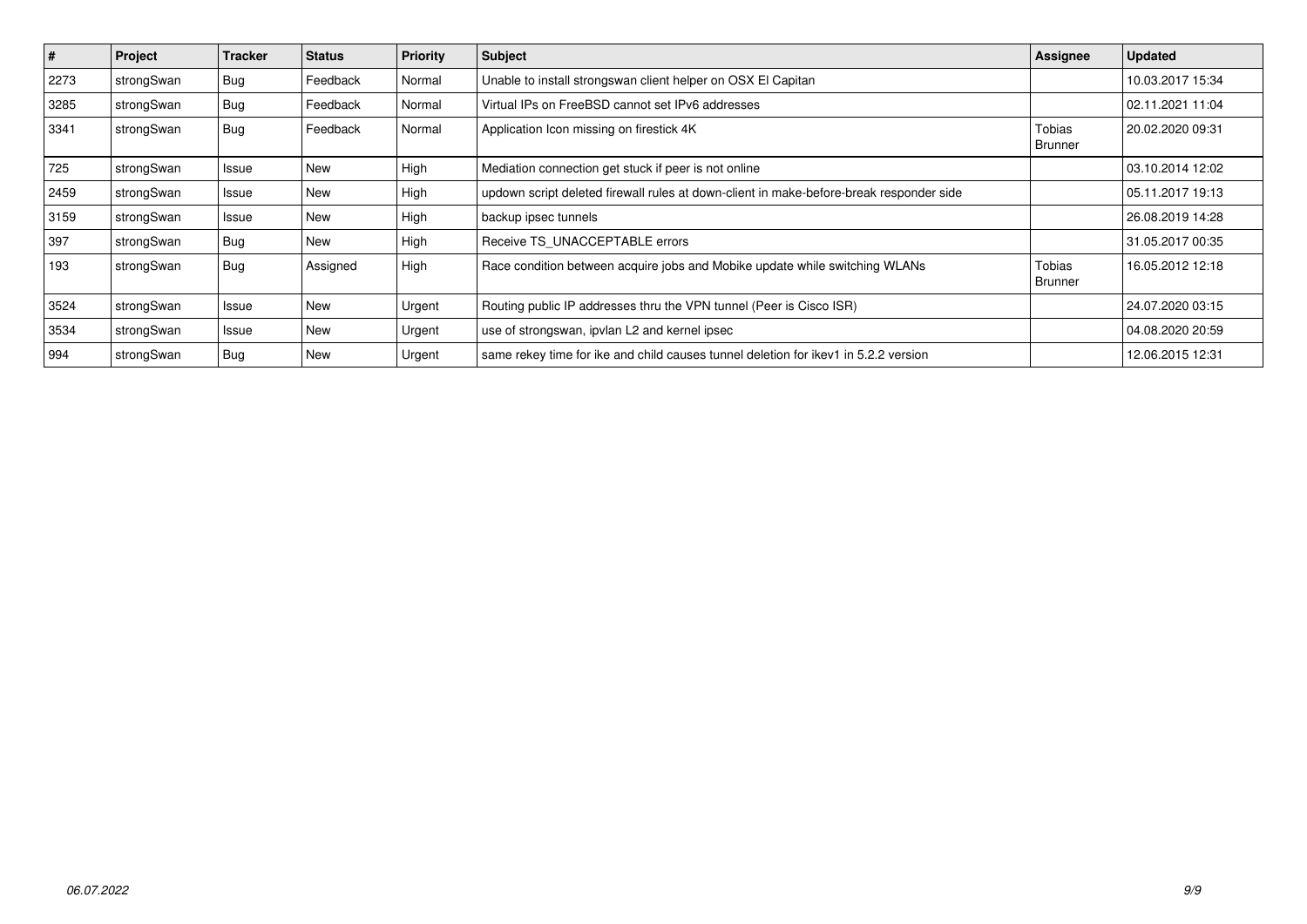| # | Project | Tracker | Status | Priority | Subject | Assignee | Updated |
|---|---|---|---|---|---|---|---|
| 2273 | strongSwan | Bug | Feedback | Normal | Unable to install strongswan client helper on OSX El Capitan | | 10.03.2017 15:34 |
| 3285 | strongSwan | Bug | Feedback | Normal | Virtual IPs on FreeBSD cannot set IPv6 addresses | | 02.11.2021 11:04 |
| 3341 | strongSwan | Bug | Feedback | Normal | Application Icon missing on firestick 4K | Tobias Brunner | 20.02.2020 09:31 |
| 725 | strongSwan | Issue | New | High | Mediation connection get stuck if peer is not online | | 03.10.2014 12:02 |
| 2459 | strongSwan | Issue | New | High | updown script deleted firewall rules at down-client in make-before-break responder side | | 05.11.2017 19:13 |
| 3159 | strongSwan | Issue | New | High | backup ipsec tunnels | | 26.08.2019 14:28 |
| 397 | strongSwan | Bug | New | High | Receive TS_UNACCEPTABLE errors | | 31.05.2017 00:35 |
| 193 | strongSwan | Bug | Assigned | High | Race condition between acquire jobs and Mobike update while switching WLANs | Tobias Brunner | 16.05.2012 12:18 |
| 3524 | strongSwan | Issue | New | Urgent | Routing public IP addresses thru the VPN tunnel (Peer is Cisco ISR) | | 24.07.2020 03:15 |
| 3534 | strongSwan | Issue | New | Urgent | use of strongswan, ipvlan L2 and kernel ipsec | | 04.08.2020 20:59 |
| 994 | strongSwan | Bug | New | Urgent | same rekey time for ike and child causes tunnel deletion for ikev1 in 5.2.2 version | | 12.06.2015 12:31 |

*06.07.2022*